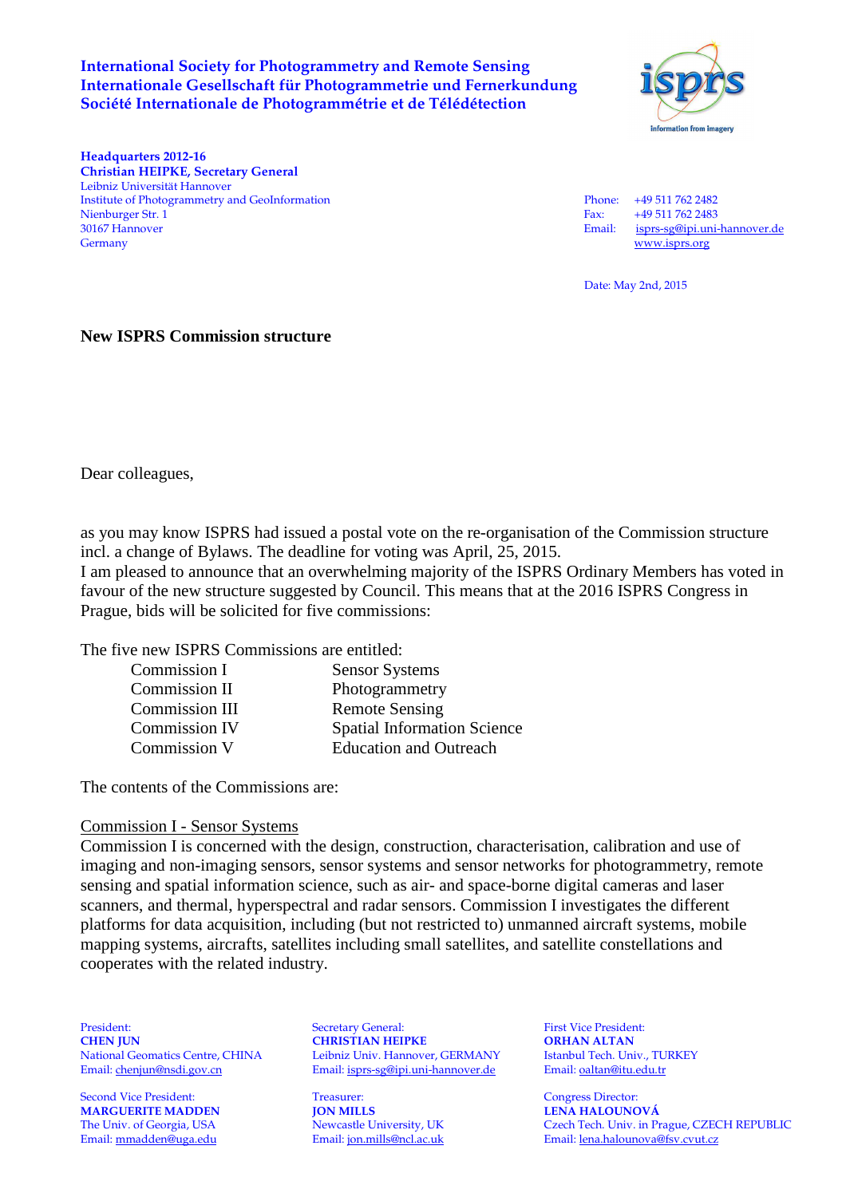**International Society for Photogrammetry and Remote Sensing**
**Internationale Gesellschaft für Photogrammetrie und Fernerkundung**
**Société Internationale de Photogrammétrie et de Télédétection**

**Headquarters 2012-16**
**Christian HEIPKE, Secretary General**
Leibniz Universität Hannover
Institute of Photogrammetry and GeoInformation
Nienburger Str. 1
30167 Hannover
Germany

Phone: +49 511 762 2482
Fax: +49 511 762 2483
Email: isprs-sg@ipi.uni-hannover.de
www.isprs.org

Date: May 2nd, 2015

**New ISPRS Commission structure**

Dear colleagues,

as you may know ISPRS had issued a postal vote on the re-organisation of the Commission structure incl. a change of Bylaws. The deadline for voting was April, 25, 2015.
I am pleased to announce that an overwhelming majority of the ISPRS Ordinary Members has voted in favour of the new structure suggested by Council. This means that at the 2016 ISPRS Congress in Prague, bids will be solicited for five commissions:

The five new ISPRS Commissions are entitled:

| | |
|---|---|
| Commission I | Sensor Systems |
| Commission II | Photogrammetry |
| Commission III | Remote Sensing |
| Commission IV | Spatial Information Science |
| Commission V | Education and Outreach |

The contents of the Commissions are:

Commission I - Sensor Systems
Commission I is concerned with the design, construction, characterisation, calibration and use of imaging and non-imaging sensors, sensor systems and sensor networks for photogrammetry, remote sensing and spatial information science, such as air- and space-borne digital cameras and laser scanners, and thermal, hyperspectral and radar sensors. Commission I investigates the different platforms for data acquisition, including (but not restricted to) unmanned aircraft systems, mobile mapping systems, aircrafts, satellites including small satellites, and satellite constellations and cooperates with the related industry.

President:
**CHEN JUN**
National Geomatics Centre, CHINA
Email: chenjun@nsdi.gov.cn

Secretary General:
**CHRISTIAN HEIPKE**
Leibniz Univ. Hannover, GERMANY
Email: isprs-sg@ipi.uni-hannover.de

First Vice President:
**ORHAN ALTAN**
Istanbul Tech. Univ., TURKEY
Email: oaltan@itu.edu.tr

Second Vice President:
**MARGUERITE MADDEN**
The Univ. of Georgia, USA
Email: mmadden@uga.edu

Treasurer:
**JON MILLS**
Newcastle University, UK
Email: jon.mills@ncl.ac.uk

Congress Director:
**LENA HALOUNOVÁ**
Czech Tech. Univ. in Prague, CZECH REPUBLIC
Email: lena.halounova@fsv.cvut.cz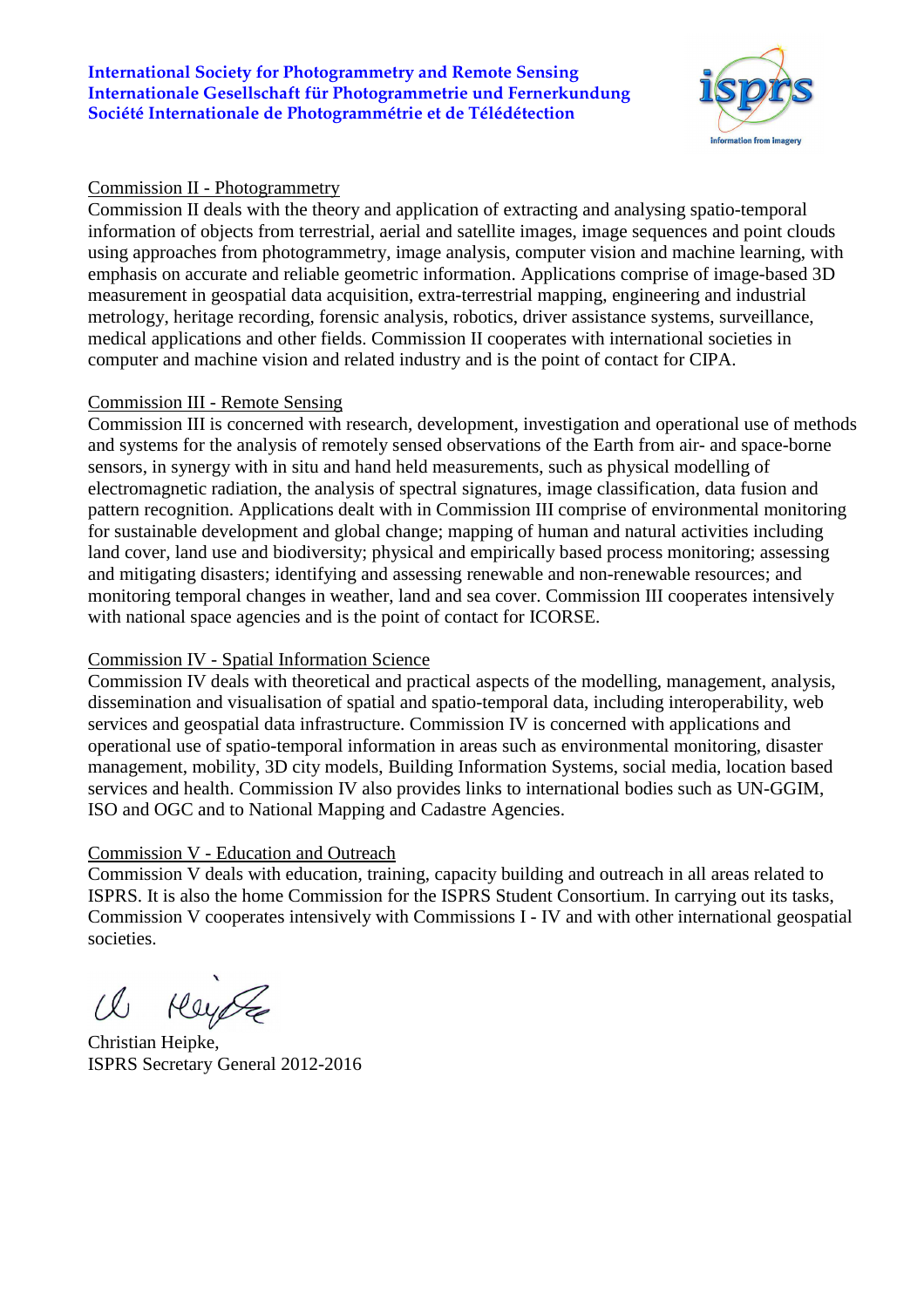**International Society for Photogrammetry and Remote Sensing**
**Internationale Gesellschaft für Photogrammetrie und Fernerkundung**
**Société Internationale de Photogrammétrie et de Télédétection**

## Commission II - Photogrammetry

Commission II deals with the theory and application of extracting and analysing spatio-temporal information of objects from terrestrial, aerial and satellite images, image sequences and point clouds using approaches from photogrammetry, image analysis, computer vision and machine learning, with emphasis on accurate and reliable geometric information. Applications comprise of image-based 3D measurement in geospatial data acquisition, extra-terrestrial mapping, engineering and industrial metrology, heritage recording, forensic analysis, robotics, driver assistance systems, surveillance, medical applications and other fields. Commission II cooperates with international societies in computer and machine vision and related industry and is the point of contact for CIPA.

## Commission III - Remote Sensing

Commission III is concerned with research, development, investigation and operational use of methods and systems for the analysis of remotely sensed observations of the Earth from air- and space-borne sensors, in synergy with in situ and hand held measurements, such as physical modelling of electromagnetic radiation, the analysis of spectral signatures, image classification, data fusion and pattern recognition. Applications dealt with in Commission III comprise of environmental monitoring for sustainable development and global change; mapping of human and natural activities including land cover, land use and biodiversity; physical and empirically based process monitoring; assessing and mitigating disasters; identifying and assessing renewable and non-renewable resources; and monitoring temporal changes in weather, land and sea cover. Commission III cooperates intensively with national space agencies and is the point of contact for ICORSE.

## Commission IV - Spatial Information Science

Commission IV deals with theoretical and practical aspects of the modelling, management, analysis, dissemination and visualisation of spatial and spatio-temporal data, including interoperability, web services and geospatial data infrastructure. Commission IV is concerned with applications and operational use of spatio-temporal information in areas such as environmental monitoring, disaster management, mobility, 3D city models, Building Information Systems, social media, location based services and health. Commission IV also provides links to international bodies such as UN-GGIM, ISO and OGC and to National Mapping and Cadastre Agencies.

## Commission V - Education and Outreach

Commission V deals with education, training, capacity building and outreach in all areas related to ISPRS. It is also the home Commission for the ISPRS Student Consortium. In carrying out its tasks, Commission V cooperates intensively with Commissions I - IV and with other international geospatial societies.

Christian Heipke,
ISPRS Secretary General 2012-2016